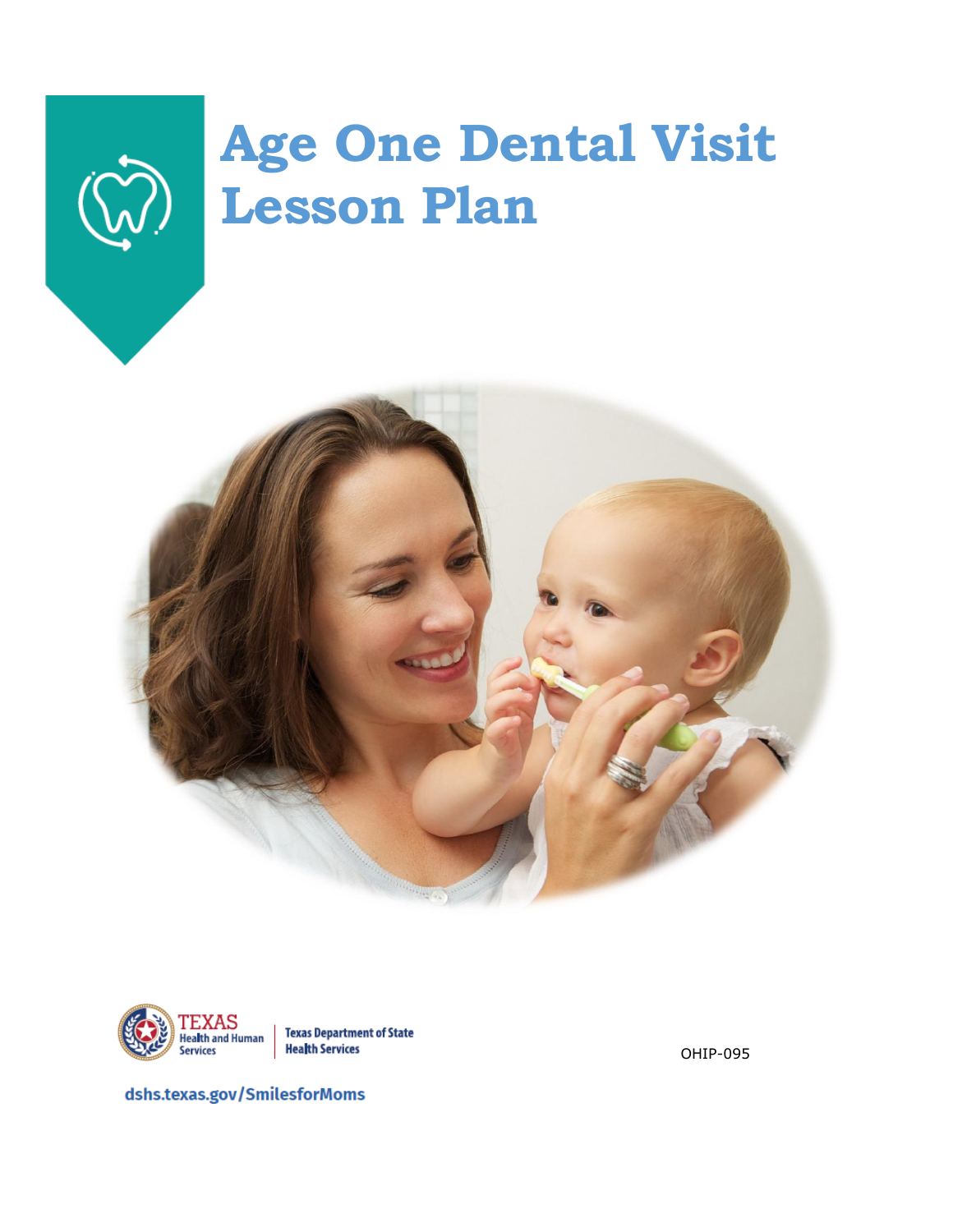# Age One Dental Visit Lesson Plan

Texas Health and Human Services | Texas Department of State Health Services

OHIP-095

dshs.texas.gov/SmilesforMoms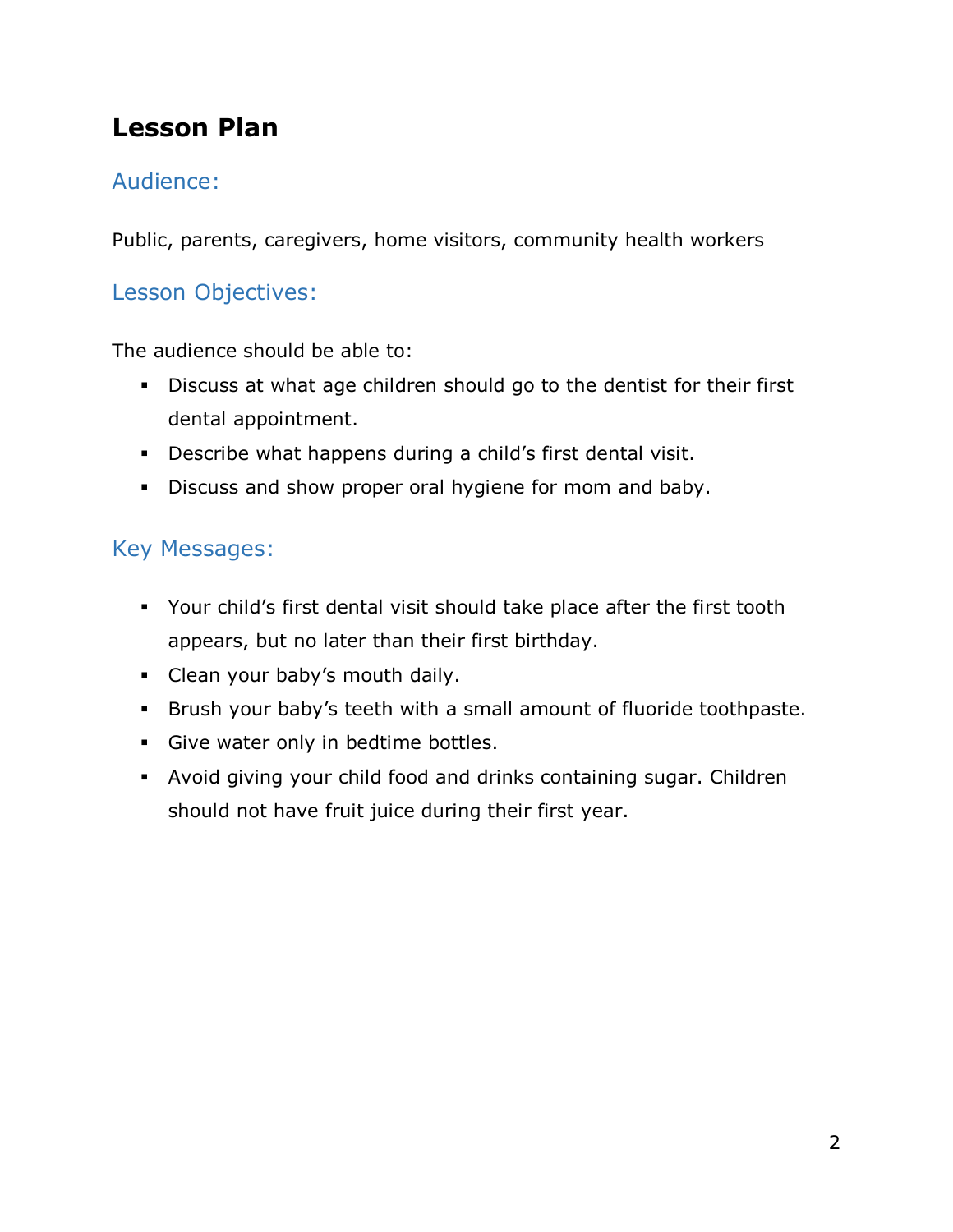# Lesson Plan

## Audience:

Public, parents, caregivers, home visitors, community health workers

## Lesson Objectives:

The audience should be able to:

- Discuss at what age children should go to the dentist for their first dental appointment.
- Describe what happens during a child's first dental visit.
- Discuss and show proper oral hygiene for mom and baby.

## Key Messages:

- Your child's first dental visit should take place after the first tooth appears, but no later than their first birthday.
- Clean your baby's mouth daily.
- Brush your baby's teeth with a small amount of fluoride toothpaste.
- Give water only in bedtime bottles.
- Avoid giving your child food and drinks containing sugar. Children should not have fruit juice during their first year.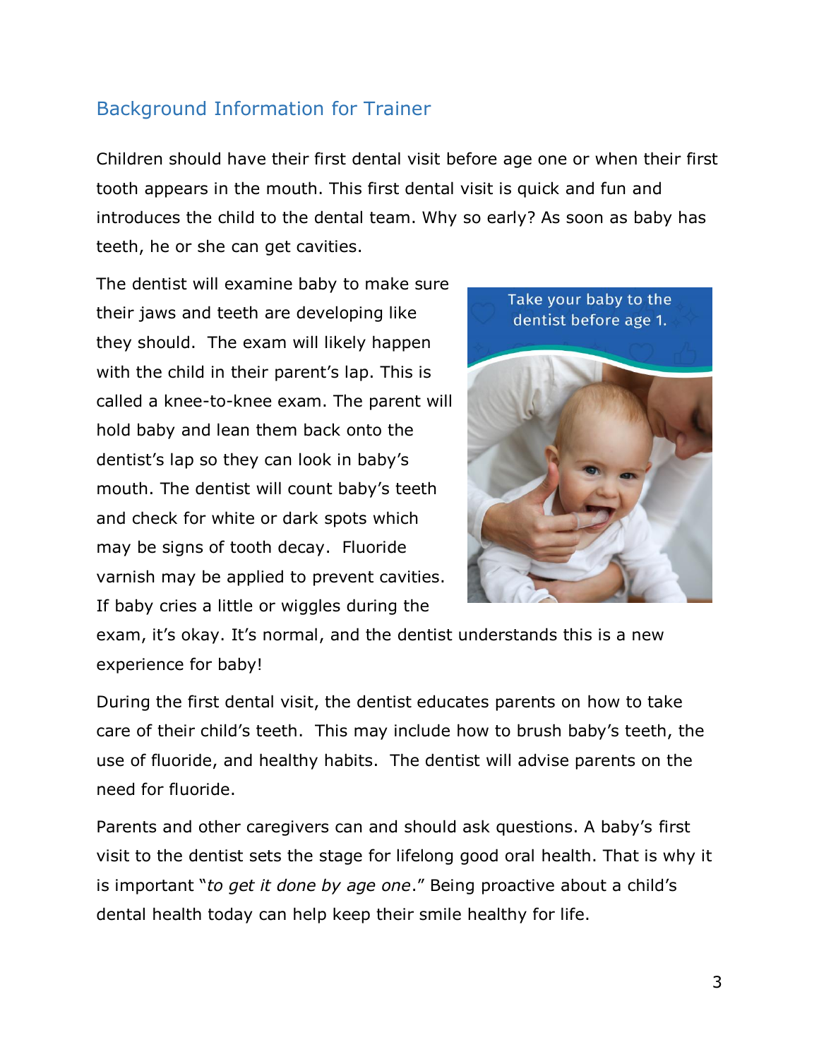## Background Information for Trainer

Children should have their first dental visit before age one or when their first tooth appears in the mouth. This first dental visit is quick and fun and introduces the child to the dental team. Why so early? As soon as baby has teeth, he or she can get cavities.

The dentist will examine baby to make sure their jaws and teeth are developing like they should. The exam will likely happen with the child in their parent's lap. This is called a knee-to-knee exam. The parent will hold baby and lean them back onto the dentist's lap so they can look in baby's mouth. The dentist will count baby's teeth and check for white or dark spots which may be signs of tooth decay. Fluoride varnish may be applied to prevent cavities. If baby cries a little or wiggles during the exam, it's okay. It's normal, and the dentist understands this is a new experience for baby!

During the first dental visit, the dentist educates parents on how to take care of their child's teeth. This may include how to brush baby's teeth, the use of fluoride, and healthy habits. The dentist will advise parents on the need for fluoride.

Parents and other caregivers can and should ask questions. A baby's first visit to the dentist sets the stage for lifelong good oral health. That is why it is important "*to get it done by age one*." Being proactive about a child's dental health today can help keep their smile healthy for life.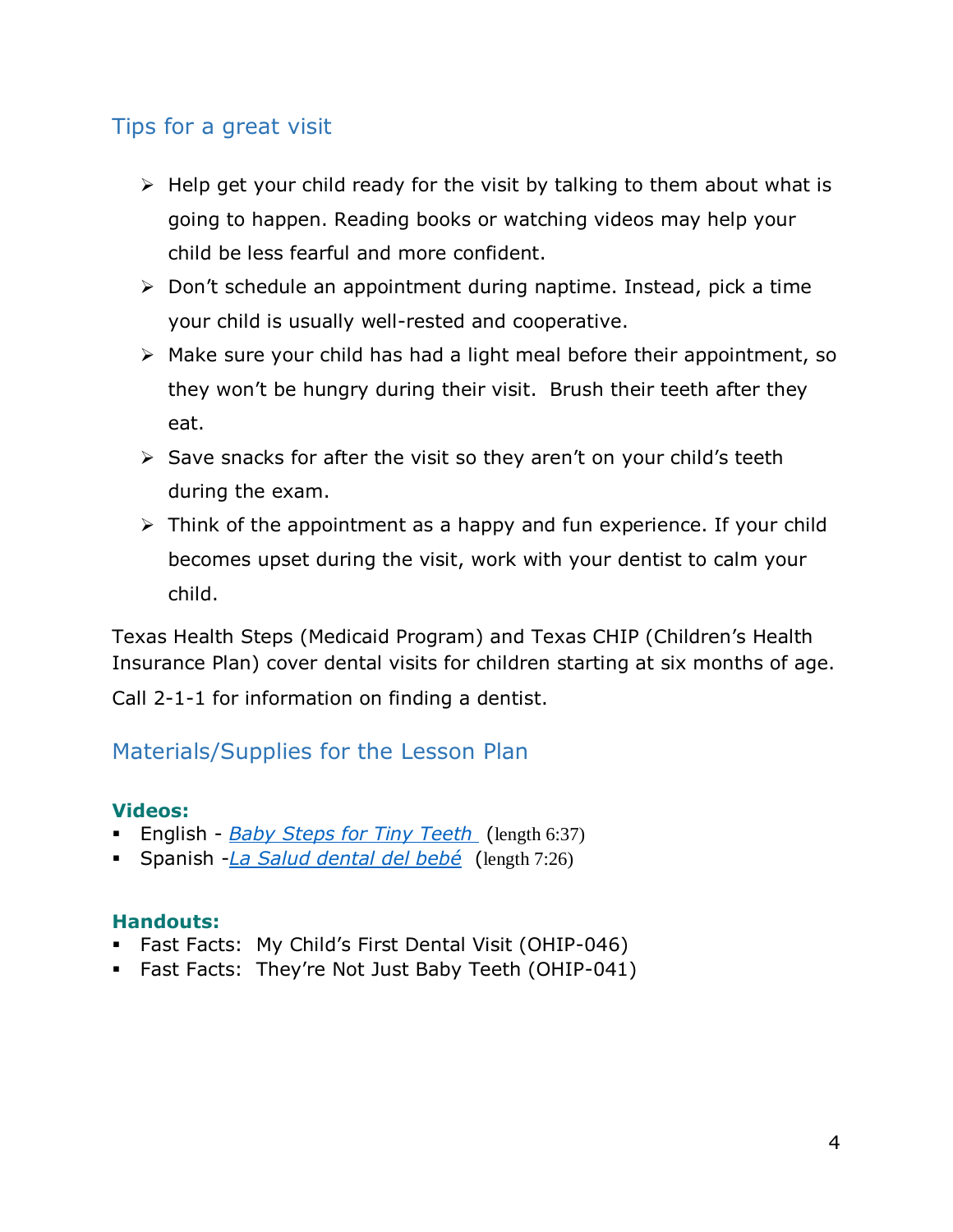## Tips for a great visit

- Help get your child ready for the visit by talking to them about what is going to happen. Reading books or watching videos may help your child be less fearful and more confident.
- Don't schedule an appointment during naptime. Instead, pick a time your child is usually well-rested and cooperative.
- Make sure your child has had a light meal before their appointment, so they won't be hungry during their visit. Brush their teeth after they eat.
- Save snacks for after the visit so they aren't on your child's teeth during the exam.
- Think of the appointment as a happy and fun experience. If your child becomes upset during the visit, work with your dentist to calm your child.

Texas Health Steps (Medicaid Program) and Texas CHIP (Children's Health Insurance Plan) cover dental visits for children starting at six months of age.

Call 2-1-1 for information on finding a dentist.

## Materials/Supplies for the Lesson Plan

**Videos:**

- English - *Baby Steps for Tiny Teeth* (length 6:37)
- Spanish -*La Salud dental del bebé* (length 7:26)

**Handouts:**

- Fast Facts: My Child's First Dental Visit (OHIP-046)
- Fast Facts: They're Not Just Baby Teeth (OHIP-041)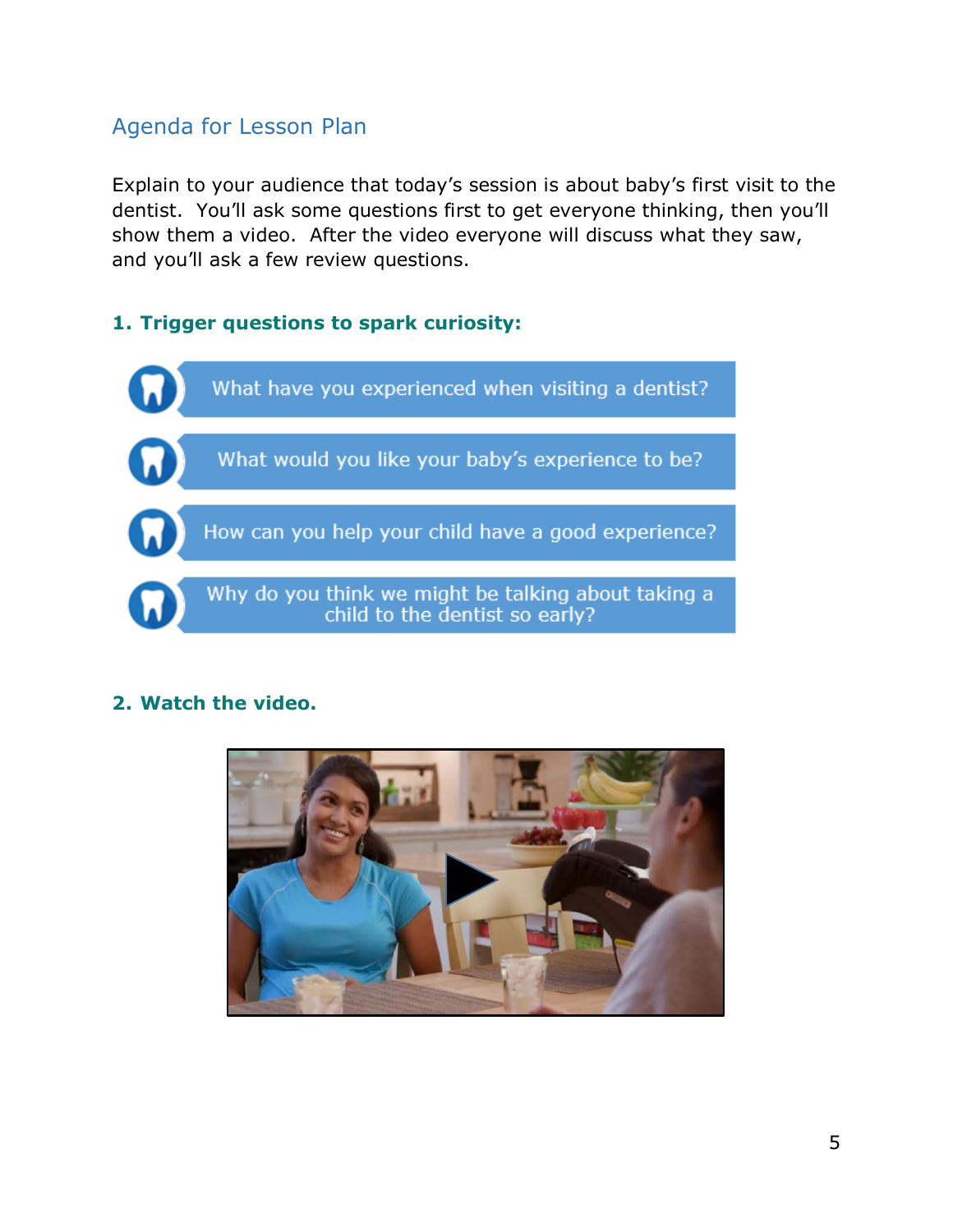## Agenda for Lesson Plan

Explain to your audience that today's session is about baby's first visit to the dentist. You'll ask some questions first to get everyone thinking, then you'll show them a video. After the video everyone will discuss what they saw, and you'll ask a few review questions.

### 1. Trigger questions to spark curiosity:

- What have you experienced when visiting a dentist?
- What would you like your baby's experience to be?
- How can you help your child have a good experience?
- Why do you think we might be talking about taking a child to the dentist so early?

### 2. Watch the video.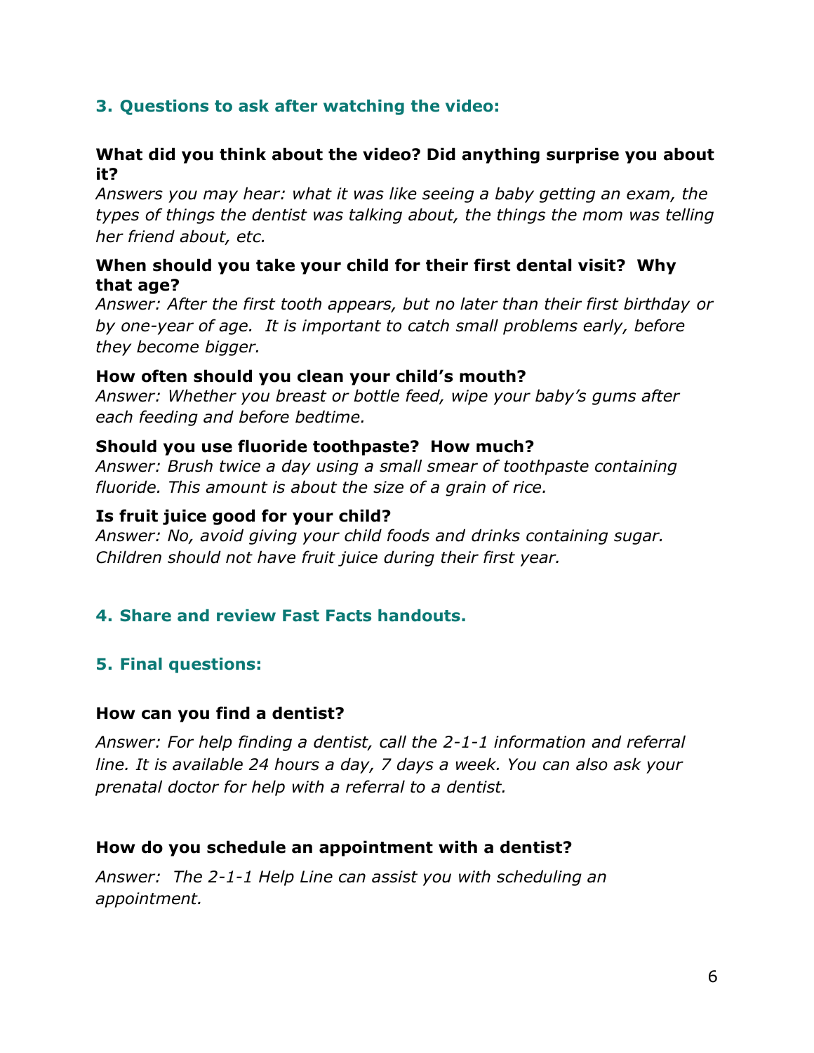## 3. Questions to ask after watching the video:

**What did you think about the video? Did anything surprise you about it?**
*Answers you may hear: what it was like seeing a baby getting an exam, the types of things the dentist was talking about, the things the mom was telling her friend about, etc.*

**When should you take your child for their first dental visit? Why that age?**
*Answer: After the first tooth appears, but no later than their first birthday or by one-year of age. It is important to catch small problems early, before they become bigger.*

**How often should you clean your child's mouth?**
*Answer: Whether you breast or bottle feed, wipe your baby's gums after each feeding and before bedtime.*

**Should you use fluoride toothpaste? How much?**
*Answer: Brush twice a day using a small smear of toothpaste containing fluoride. This amount is about the size of a grain of rice.*

**Is fruit juice good for your child?**
*Answer: No, avoid giving your child foods and drinks containing sugar. Children should not have fruit juice during their first year.*

## 4. Share and review Fast Facts handouts.

## 5. Final questions:

**How can you find a dentist?**

*Answer: For help finding a dentist, call the 2-1-1 information and referral line. It is available 24 hours a day, 7 days a week. You can also ask your prenatal doctor for help with a referral to a dentist.*

**How do you schedule an appointment with a dentist?**

*Answer: The 2-1-1 Help Line can assist you with scheduling an appointment.*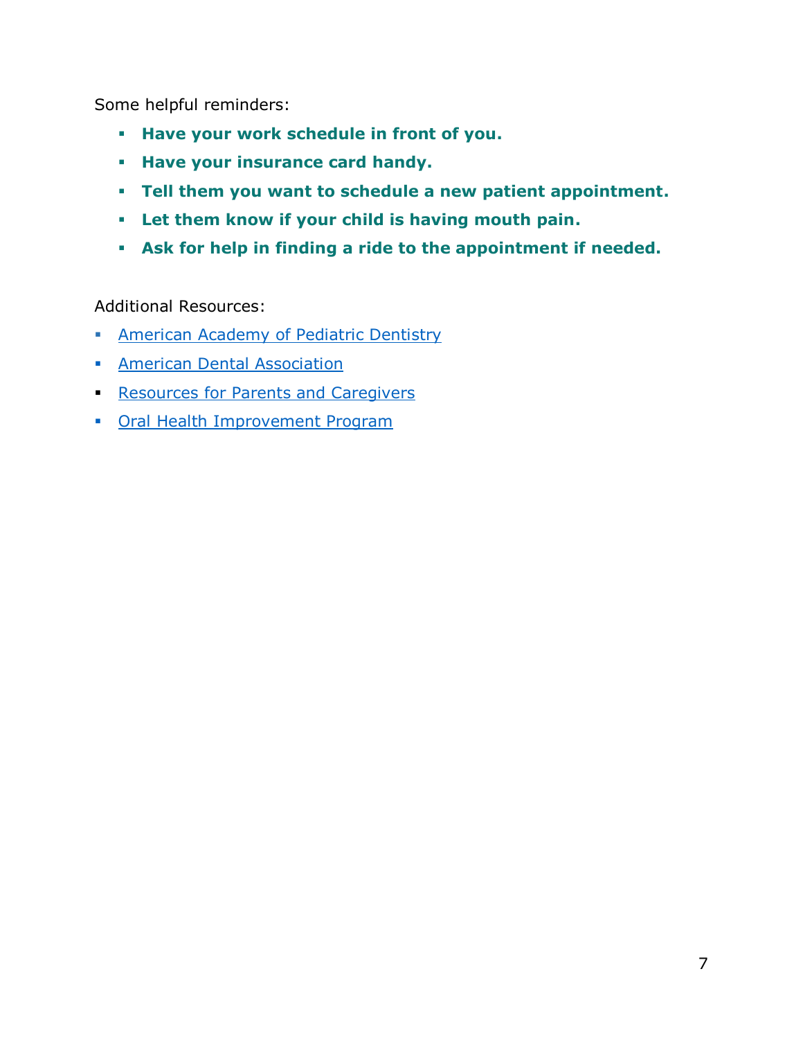Some helpful reminders:

- **Have your work schedule in front of you.**
- **Have your insurance card handy.**
- **Tell them you want to schedule a new patient appointment.**
- **Let them know if your child is having mouth pain.**
- **Ask for help in finding a ride to the appointment if needed.**

Additional Resources:

- American Academy of Pediatric Dentistry
- American Dental Association
- Resources for Parents and Caregivers
- Oral Health Improvement Program